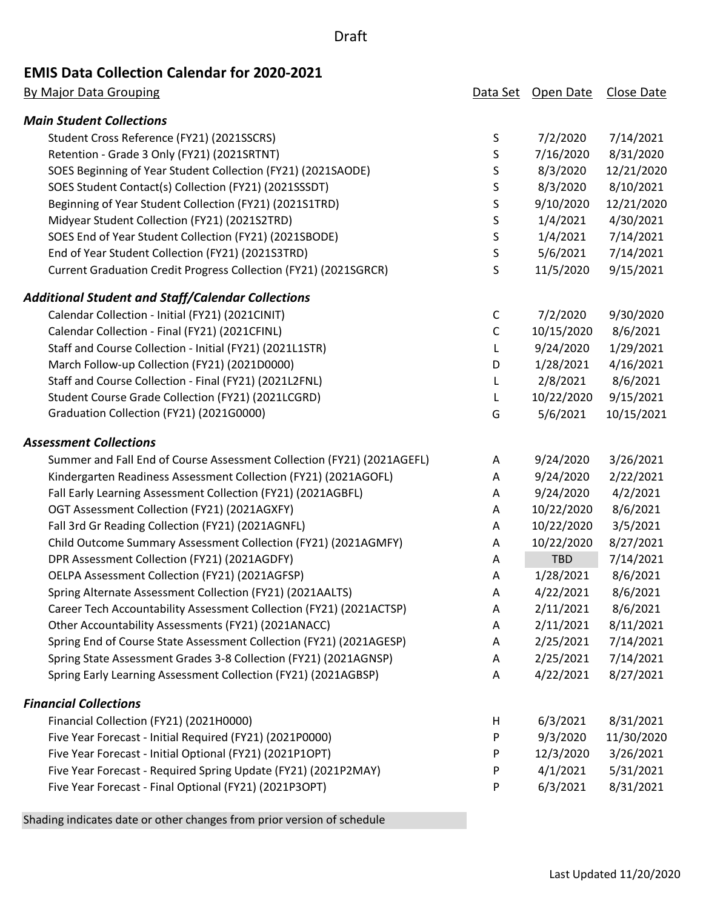Draft

# EMIS Data Collection Calendar for 2020-2021

| By Major Data Grouping | Data Set | Open Date | Close Date |
|---|---|---|---|
| ***Main Student Collections*** | | | |
| Student Cross Reference (FY21) (2021SSCRS) | S | 7/2/2020 | 7/14/2021 |
| Retention - Grade 3 Only (FY21) (2021SRTNT) | S | 7/16/2020 | 8/31/2020 |
| SOES Beginning of Year Student Collection (FY21) (2021SAODE) | S | 8/3/2020 | 12/21/2020 |
| SOES Student Contact(s) Collection (FY21) (2021SSSDT) | S | 8/3/2020 | 8/10/2021 |
| Beginning of Year Student Collection (FY21) (2021S1TRD) | S | 9/10/2020 | 12/21/2020 |
| Midyear Student Collection (FY21) (2021S2TRD) | S | 1/4/2021 | 4/30/2021 |
| SOES End of Year Student Collection (FY21) (2021SBODE) | S | 1/4/2021 | 7/14/2021 |
| End of Year Student Collection (FY21) (2021S3TRD) | S | 5/6/2021 | 7/14/2021 |
| Current Graduation Credit Progress Collection (FY21) (2021SGRCR) | S | 11/5/2020 | 9/15/2021 |
| ***Additional Student and Staff/Calendar Collections*** | | | |
| Calendar Collection - Initial (FY21) (2021CINIT) | C | 7/2/2020 | 9/30/2020 |
| Calendar Collection - Final (FY21) (2021CFINL) | C | 10/15/2020 | 8/6/2021 |
| Staff and Course Collection - Initial (FY21) (2021L1STR) | L | 9/24/2020 | 1/29/2021 |
| March Follow-up Collection (FY21) (2021D0000) | D | 1/28/2021 | 4/16/2021 |
| Staff and Course Collection - Final (FY21) (2021L2FNL) | L | 2/8/2021 | 8/6/2021 |
| Student Course Grade Collection (FY21) (2021LCGRD) | L | 10/22/2020 | 9/15/2021 |
| Graduation Collection (FY21) (2021G0000) | G | 5/6/2021 | 10/15/2021 |
| ***Assessment Collections*** | | | |
| Summer and Fall End of Course Assessment Collection (FY21) (2021AGEFL) | A | 9/24/2020 | 3/26/2021 |
| Kindergarten Readiness Assessment Collection (FY21) (2021AGOFL) | A | 9/24/2020 | 2/22/2021 |
| Fall Early Learning Assessment Collection (FY21) (2021AGBFL) | A | 9/24/2020 | 4/2/2021 |
| OGT Assessment Collection (FY21) (2021AGXFY) | A | 10/22/2020 | 8/6/2021 |
| Fall 3rd Gr Reading Collection (FY21) (2021AGNFL) | A | 10/22/2020 | 3/5/2021 |
| Child Outcome Summary Assessment Collection (FY21) (2021AGMFY) | A | 10/22/2020 | 8/27/2021 |
| DPR Assessment Collection (FY21) (2021AGDFY) | A | TBD | 7/14/2021 |
| OELPA Assessment Collection (FY21) (2021AGFSP) | A | 1/28/2021 | 8/6/2021 |
| Spring Alternate Assessment Collection (FY21) (2021AALTS) | A | 4/22/2021 | 8/6/2021 |
| Career Tech Accountability Assessment Collection (FY21) (2021ACTSP) | A | 2/11/2021 | 8/6/2021 |
| Other Accountability Assessments (FY21) (2021ANACC) | A | 2/11/2021 | 8/11/2021 |
| Spring End of Course State Assessment Collection (FY21) (2021AGESP) | A | 2/25/2021 | 7/14/2021 |
| Spring State Assessment Grades 3-8 Collection (FY21) (2021AGNSP) | A | 2/25/2021 | 7/14/2021 |
| Spring Early Learning Assessment Collection (FY21) (2021AGBSP) | A | 4/22/2021 | 8/27/2021 |
| ***Financial Collections*** | | | |
| Financial Collection (FY21) (2021H0000) | H | 6/3/2021 | 8/31/2021 |
| Five Year Forecast - Initial Required (FY21) (2021P0000) | P | 9/3/2020 | 11/30/2020 |
| Five Year Forecast - Initial Optional (FY21) (2021P1OPT) | P | 12/3/2020 | 3/26/2021 |
| Five Year Forecast - Required Spring Update (FY21) (2021P2MAY) | P | 4/1/2021 | 5/31/2021 |
| Five Year Forecast - Final Optional (FY21) (2021P3OPT) | P | 6/3/2021 | 8/31/2021 |

Shading indicates date or other changes from prior version of schedule

Last Updated 11/20/2020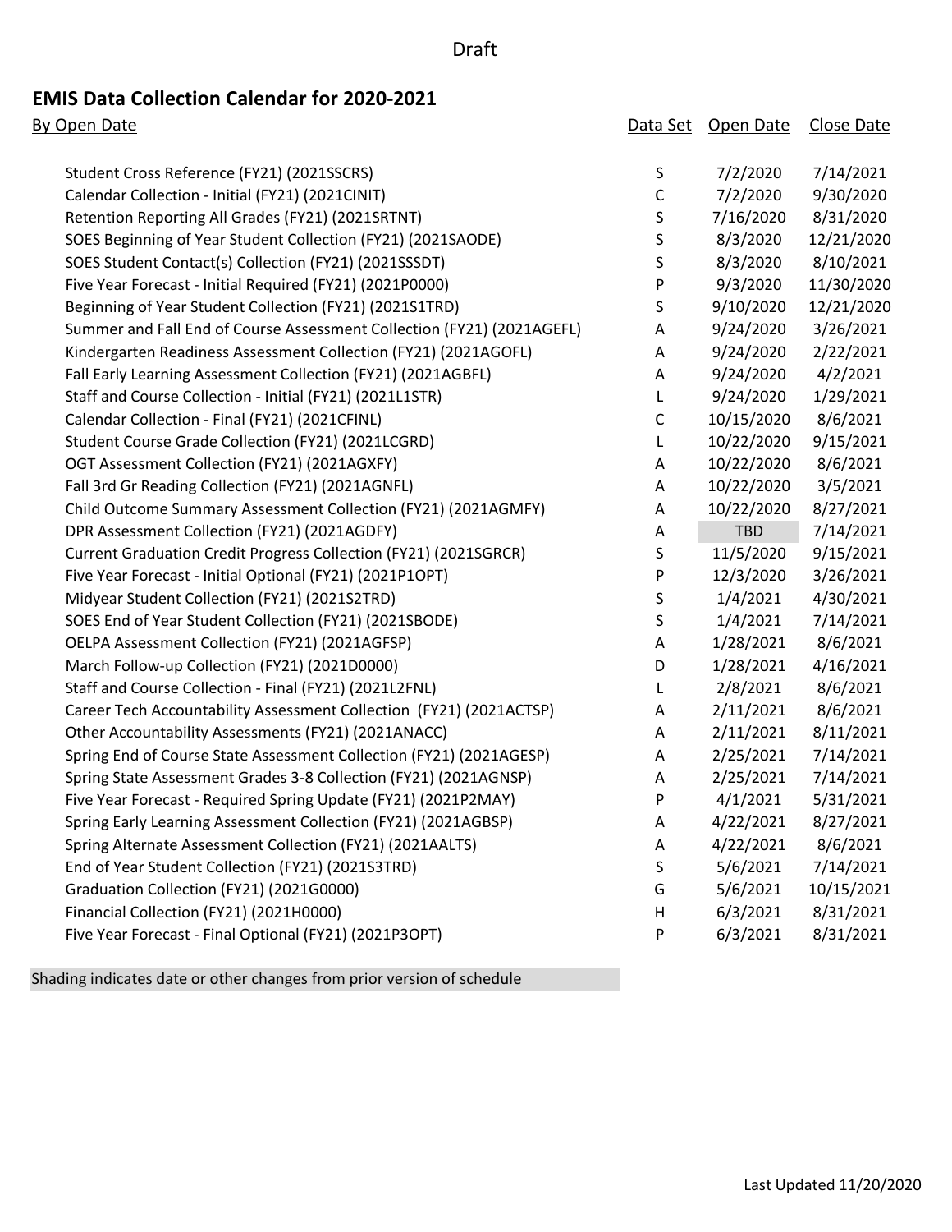Draft

# EMIS Data Collection Calendar for 2020-2021

| By Open Date | Data Set | Open Date | Close Date |
|---|---|---|---|
| Student Cross Reference (FY21) (2021SSCRS) | S | 7/2/2020 | 7/14/2021 |
| Calendar Collection - Initial (FY21) (2021CINIT) | C | 7/2/2020 | 9/30/2020 |
| Retention Reporting All Grades (FY21) (2021SRTNT) | S | 7/16/2020 | 8/31/2020 |
| SOES Beginning of Year Student Collection (FY21) (2021SAODE) | S | 8/3/2020 | 12/21/2020 |
| SOES Student Contact(s) Collection (FY21) (2021SSSDT) | S | 8/3/2020 | 8/10/2021 |
| Five Year Forecast - Initial Required (FY21) (2021P0000) | P | 9/3/2020 | 11/30/2020 |
| Beginning of Year Student Collection (FY21) (2021S1TRD) | S | 9/10/2020 | 12/21/2020 |
| Summer and Fall End of Course Assessment Collection (FY21) (2021AGEFL) | A | 9/24/2020 | 3/26/2021 |
| Kindergarten Readiness Assessment Collection (FY21) (2021AGOFL) | A | 9/24/2020 | 2/22/2021 |
| Fall Early Learning Assessment Collection (FY21) (2021AGBFL) | A | 9/24/2020 | 4/2/2021 |
| Staff and Course Collection - Initial (FY21) (2021L1STR) | L | 9/24/2020 | 1/29/2021 |
| Calendar Collection - Final (FY21) (2021CFINL) | C | 10/15/2020 | 8/6/2021 |
| Student Course Grade Collection (FY21) (2021LCGRD) | L | 10/22/2020 | 9/15/2021 |
| OGT Assessment Collection (FY21) (2021AGXFY) | A | 10/22/2020 | 8/6/2021 |
| Fall 3rd Gr Reading Collection (FY21) (2021AGNFL) | A | 10/22/2020 | 3/5/2021 |
| Child Outcome Summary Assessment Collection (FY21) (2021AGMFY) | A | 10/22/2020 | 8/27/2021 |
| DPR Assessment Collection (FY21) (2021AGDFY) | A | TBD | 7/14/2021 |
| Current Graduation Credit Progress Collection (FY21) (2021SGRCR) | S | 11/5/2020 | 9/15/2021 |
| Five Year Forecast - Initial Optional (FY21) (2021P1OPT) | P | 12/3/2020 | 3/26/2021 |
| Midyear Student Collection (FY21) (2021S2TRD) | S | 1/4/2021 | 4/30/2021 |
| SOES End of Year Student Collection (FY21) (2021SBODE) | S | 1/4/2021 | 7/14/2021 |
| OELPA Assessment Collection (FY21) (2021AGFSP) | A | 1/28/2021 | 8/6/2021 |
| March Follow-up Collection (FY21) (2021D0000) | D | 1/28/2021 | 4/16/2021 |
| Staff and Course Collection - Final (FY21) (2021L2FNL) | L | 2/8/2021 | 8/6/2021 |
| Career Tech Accountability Assessment Collection (FY21) (2021ACTSP) | A | 2/11/2021 | 8/6/2021 |
| Other Accountability Assessments (FY21) (2021ANACC) | A | 2/11/2021 | 8/11/2021 |
| Spring End of Course State Assessment Collection (FY21) (2021AGESP) | A | 2/25/2021 | 7/14/2021 |
| Spring State Assessment Grades 3-8 Collection (FY21) (2021AGNSP) | A | 2/25/2021 | 7/14/2021 |
| Five Year Forecast - Required Spring Update (FY21) (2021P2MAY) | P | 4/1/2021 | 5/31/2021 |
| Spring Early Learning Assessment Collection (FY21) (2021AGBSP) | A | 4/22/2021 | 8/27/2021 |
| Spring Alternate Assessment Collection (FY21) (2021AALTS) | A | 4/22/2021 | 8/6/2021 |
| End of Year Student Collection (FY21) (2021S3TRD) | S | 5/6/2021 | 7/14/2021 |
| Graduation Collection (FY21) (2021G0000) | G | 5/6/2021 | 10/15/2021 |
| Financial Collection (FY21) (2021H0000) | H | 6/3/2021 | 8/31/2021 |
| Five Year Forecast - Final Optional (FY21) (2021P3OPT) | P | 6/3/2021 | 8/31/2021 |

Shading indicates date or other changes from prior version of schedule

Last Updated 11/20/2020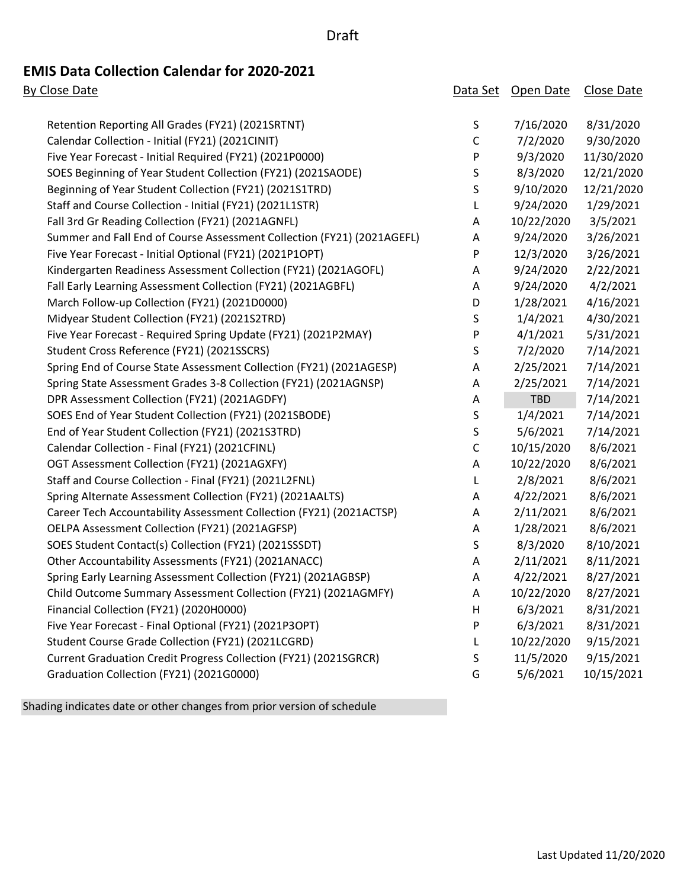Draft

## EMIS Data Collection Calendar for 2020-2021

| By Close Date | Data Set | Open Date | Close Date |
|---|---|---|---|
| Retention Reporting All Grades (FY21) (2021SRTNT) | S | 7/16/2020 | 8/31/2020 |
| Calendar Collection - Initial (FY21) (2021CINIT) | C | 7/2/2020 | 9/30/2020 |
| Five Year Forecast - Initial Required (FY21) (2021P0000) | P | 9/3/2020 | 11/30/2020 |
| SOES Beginning of Year Student Collection (FY21) (2021SAODE) | S | 8/3/2020 | 12/21/2020 |
| Beginning of Year Student Collection (FY21) (2021S1TRD) | S | 9/10/2020 | 12/21/2020 |
| Staff and Course Collection - Initial (FY21) (2021L1STR) | L | 9/24/2020 | 1/29/2021 |
| Fall 3rd Gr Reading Collection (FY21) (2021AGNFL) | A | 10/22/2020 | 3/5/2021 |
| Summer and Fall End of Course Assessment Collection (FY21) (2021AGEFL) | A | 9/24/2020 | 3/26/2021 |
| Five Year Forecast - Initial Optional (FY21) (2021P1OPT) | P | 12/3/2020 | 3/26/2021 |
| Kindergarten Readiness Assessment Collection (FY21) (2021AGOFL) | A | 9/24/2020 | 2/22/2021 |
| Fall Early Learning Assessment Collection (FY21) (2021AGBFL) | A | 9/24/2020 | 4/2/2021 |
| March Follow-up Collection (FY21) (2021D0000) | D | 1/28/2021 | 4/16/2021 |
| Midyear Student Collection (FY21) (2021S2TRD) | S | 1/4/2021 | 4/30/2021 |
| Five Year Forecast - Required Spring Update (FY21) (2021P2MAY) | P | 4/1/2021 | 5/31/2021 |
| Student Cross Reference (FY21) (2021SSCRS) | S | 7/2/2020 | 7/14/2021 |
| Spring End of Course State Assessment Collection (FY21) (2021AGESP) | A | 2/25/2021 | 7/14/2021 |
| Spring State Assessment Grades 3-8 Collection (FY21) (2021AGNSP) | A | 2/25/2021 | 7/14/2021 |
| DPR Assessment Collection (FY21) (2021AGDFY) | A | TBD | 7/14/2021 |
| SOES End of Year Student Collection (FY21) (2021SBODE) | S | 1/4/2021 | 7/14/2021 |
| End of Year Student Collection (FY21) (2021S3TRD) | S | 5/6/2021 | 7/14/2021 |
| Calendar Collection - Final (FY21) (2021CFINL) | C | 10/15/2020 | 8/6/2021 |
| OGT Assessment Collection (FY21) (2021AGXFY) | A | 10/22/2020 | 8/6/2021 |
| Staff and Course Collection - Final (FY21) (2021L2FNL) | L | 2/8/2021 | 8/6/2021 |
| Spring Alternate Assessment Collection (FY21) (2021AALTS) | A | 4/22/2021 | 8/6/2021 |
| Career Tech Accountability Assessment Collection (FY21) (2021ACTSP) | A | 2/11/2021 | 8/6/2021 |
| OELPA Assessment Collection (FY21) (2021AGFSP) | A | 1/28/2021 | 8/6/2021 |
| SOES Student Contact(s) Collection (FY21) (2021SSSDT) | S | 8/3/2020 | 8/10/2021 |
| Other Accountability Assessments (FY21) (2021ANACC) | A | 2/11/2021 | 8/11/2021 |
| Spring Early Learning Assessment Collection (FY21) (2021AGBSP) | A | 4/22/2021 | 8/27/2021 |
| Child Outcome Summary Assessment Collection (FY21) (2021AGMFY) | A | 10/22/2020 | 8/27/2021 |
| Financial Collection (FY21) (2020H0000) | H | 6/3/2021 | 8/31/2021 |
| Five Year Forecast - Final Optional (FY21) (2021P3OPT) | P | 6/3/2021 | 8/31/2021 |
| Student Course Grade Collection (FY21) (2021LCGRD) | L | 10/22/2020 | 9/15/2021 |
| Current Graduation Credit Progress Collection (FY21) (2021SGRCR) | S | 11/5/2020 | 9/15/2021 |
| Graduation Collection (FY21) (2021G0000) | G | 5/6/2021 | 10/15/2021 |

Shading indicates date or other changes from prior version of schedule

Last Updated 11/20/2020